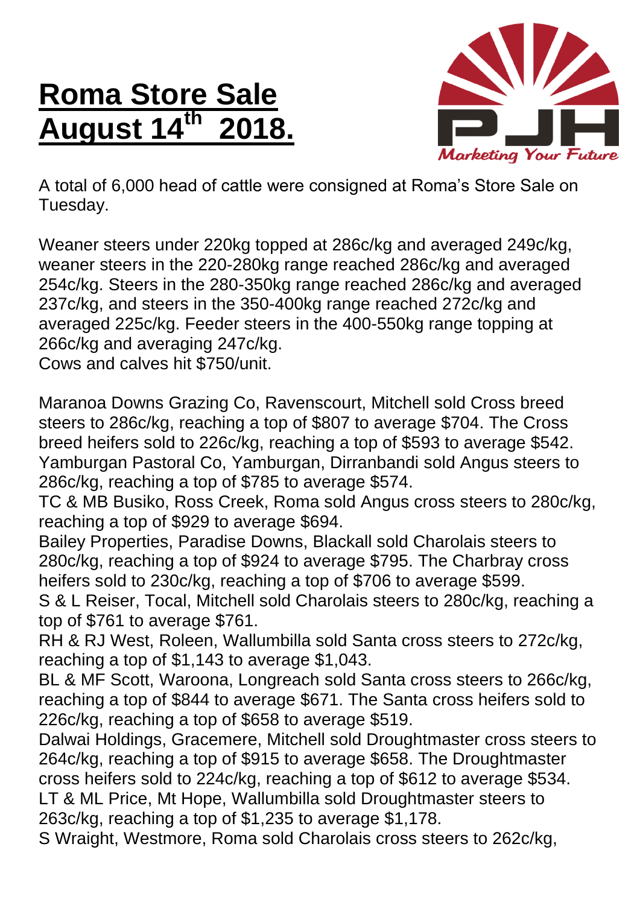# Roma Store Sale August 14th 2018.

A total of 6,000 head of cattle were consigned at Roma's Store Sale on Tuesday.

Weaner steers under 220kg topped at 286c/kg and averaged 249c/kg, weaner steers in the 220-280kg range reached 286c/kg and averaged 254c/kg. Steers in the 280-350kg range reached 286c/kg and averaged 237c/kg, and steers in the 350-400kg range reached 272c/kg and averaged 225c/kg. Feeder steers in the 400-550kg range topping at 266c/kg and averaging 247c/kg.
Cows and calves hit $750/unit.

Maranoa Downs Grazing Co, Ravenscourt, Mitchell sold Cross breed steers to 286c/kg, reaching a top of $807 to average $704. The Cross breed heifers sold to 226c/kg, reaching a top of $593 to average $542.
Yamburgan Pastoral Co, Yamburgan, Dirranbandi sold Angus steers to 286c/kg, reaching a top of $785 to average $574.
TC & MB Busiko, Ross Creek, Roma sold Angus cross steers to 280c/kg, reaching a top of $929 to average $694.
Bailey Properties, Paradise Downs, Blackall sold Charolais steers to 280c/kg, reaching a top of $924 to average $795. The Charbray cross heifers sold to 230c/kg, reaching a top of $706 to average $599.
S & L Reiser, Tocal, Mitchell sold Charolais steers to 280c/kg, reaching a top of $761 to average $761.
RH & RJ West, Roleen, Wallumbilla sold Santa cross steers to 272c/kg, reaching a top of $1,143 to average $1,043.
BL & MF Scott, Waroona, Longreach sold Santa cross steers to 266c/kg, reaching a top of $844 to average $671. The Santa cross heifers sold to 226c/kg, reaching a top of $658 to average $519.
Dalwai Holdings, Gracemere, Mitchell sold Droughtmaster cross steers to 264c/kg, reaching a top of $915 to average $658. The Droughtmaster cross heifers sold to 224c/kg, reaching a top of $612 to average $534.
LT & ML Price, Mt Hope, Wallumbilla sold Droughtmaster steers to 263c/kg, reaching a top of $1,235 to average $1,178.
S Wraight, Westmore, Roma sold Charolais cross steers to 262c/kg,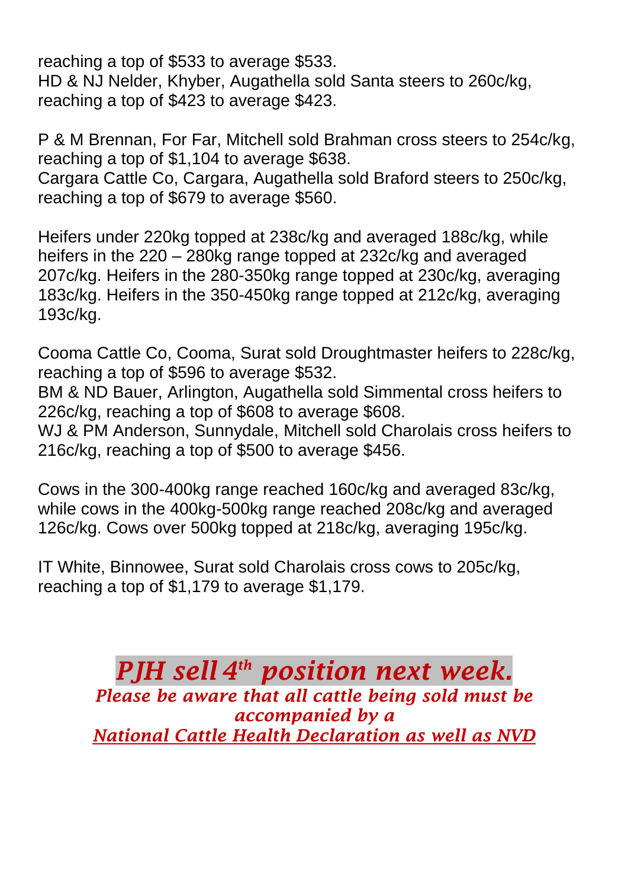reaching a top of $533 to average $533.
HD & NJ Nelder, Khyber, Augathella sold Santa steers to 260c/kg, reaching a top of $423 to average $423.

P & M Brennan, For Far, Mitchell sold Brahman cross steers to 254c/kg, reaching a top of $1,104 to average $638.
Cargara Cattle Co, Cargara, Augathella sold Braford steers to 250c/kg, reaching a top of $679 to average $560.

Heifers under 220kg topped at 238c/kg and averaged 188c/kg, while heifers in the 220 – 280kg range topped at 232c/kg and averaged 207c/kg. Heifers in the 280-350kg range topped at 230c/kg, averaging 183c/kg. Heifers in the 350-450kg range topped at 212c/kg, averaging 193c/kg.

Cooma Cattle Co, Cooma, Surat sold Droughtmaster heifers to 228c/kg, reaching a top of $596 to average $532.
BM & ND Bauer, Arlington, Augathella sold Simmental cross heifers to 226c/kg, reaching a top of $608 to average $608.
WJ & PM Anderson, Sunnydale, Mitchell sold Charolais cross heifers to 216c/kg, reaching a top of $500 to average $456.

Cows in the 300-400kg range reached 160c/kg and averaged 83c/kg, while cows in the 400kg-500kg range reached 208c/kg and averaged 126c/kg. Cows over 500kg topped at 218c/kg, averaging 195c/kg.

IT White, Binnowee, Surat sold Charolais cross cows to 205c/kg, reaching a top of $1,179 to average $1,179.

***PJH sell 4th position next week.***

***Please be aware that all cattle being sold must be accompanied by a***
***National Cattle Health Declaration as well as NVD***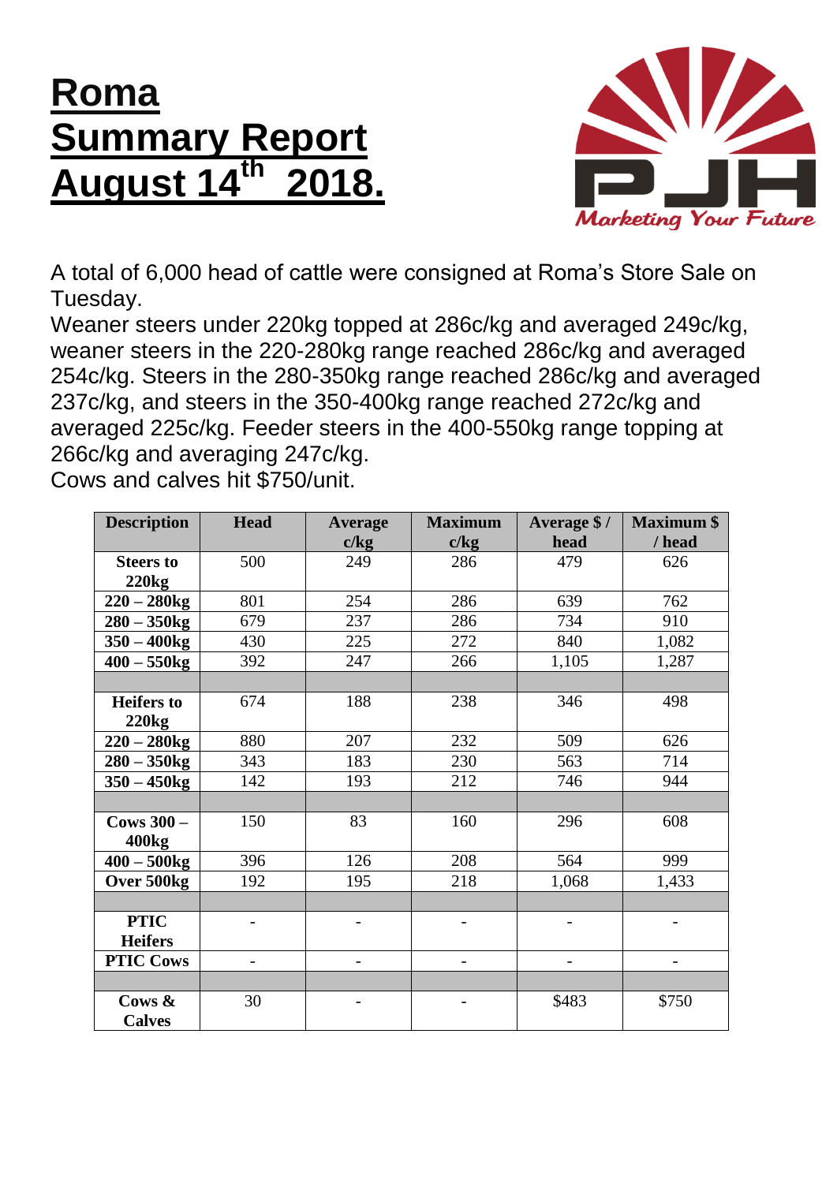# Roma Summary Report August 14th 2018.

PJH

Marketing Your Future

A total of 6,000 head of cattle were consigned at Roma's Store Sale on Tuesday.

Weaner steers under 220kg topped at 286c/kg and averaged 249c/kg, weaner steers in the 220-280kg range reached 286c/kg and averaged 254c/kg. Steers in the 280-350kg range reached 286c/kg and averaged 237c/kg, and steers in the 350-400kg range reached 272c/kg and averaged 225c/kg. Feeder steers in the 400-550kg range topping at 266c/kg and averaging 247c/kg.

Cows and calves hit $750/unit.

| Description | Head | Average c/kg | Maximum c/kg | Average $ / head | Maximum $ / head |
|---|---|---|---|---|---|
| Steers to 220kg | 500 | 249 | 286 | 479 | 626 |
| 220 – 280kg | 801 | 254 | 286 | 639 | 762 |
| 280 – 350kg | 679 | 237 | 286 | 734 | 910 |
| 350 – 400kg | 430 | 225 | 272 | 840 | 1,082 |
| 400 – 550kg | 392 | 247 | 266 | 1,105 | 1,287 |
| | | | | | |
| Heifers to 220kg | 674 | 188 | 238 | 346 | 498 |
| 220 – 280kg | 880 | 207 | 232 | 509 | 626 |
| 280 – 350kg | 343 | 183 | 230 | 563 | 714 |
| 350 – 450kg | 142 | 193 | 212 | 746 | 944 |
| | | | | | |
| Cows 300 – 400kg | 150 | 83 | 160 | 296 | 608 |
| 400 – 500kg | 396 | 126 | 208 | 564 | 999 |
| Over 500kg | 192 | 195 | 218 | 1,068 | 1,433 |
| | | | | | |
| PTIC Heifers | - | - | - | - | - |
| PTIC Cows | - | - | - | - | - |
| | | | | | |
| Cows & Calves | 30 | - | - | $483 | $750 |